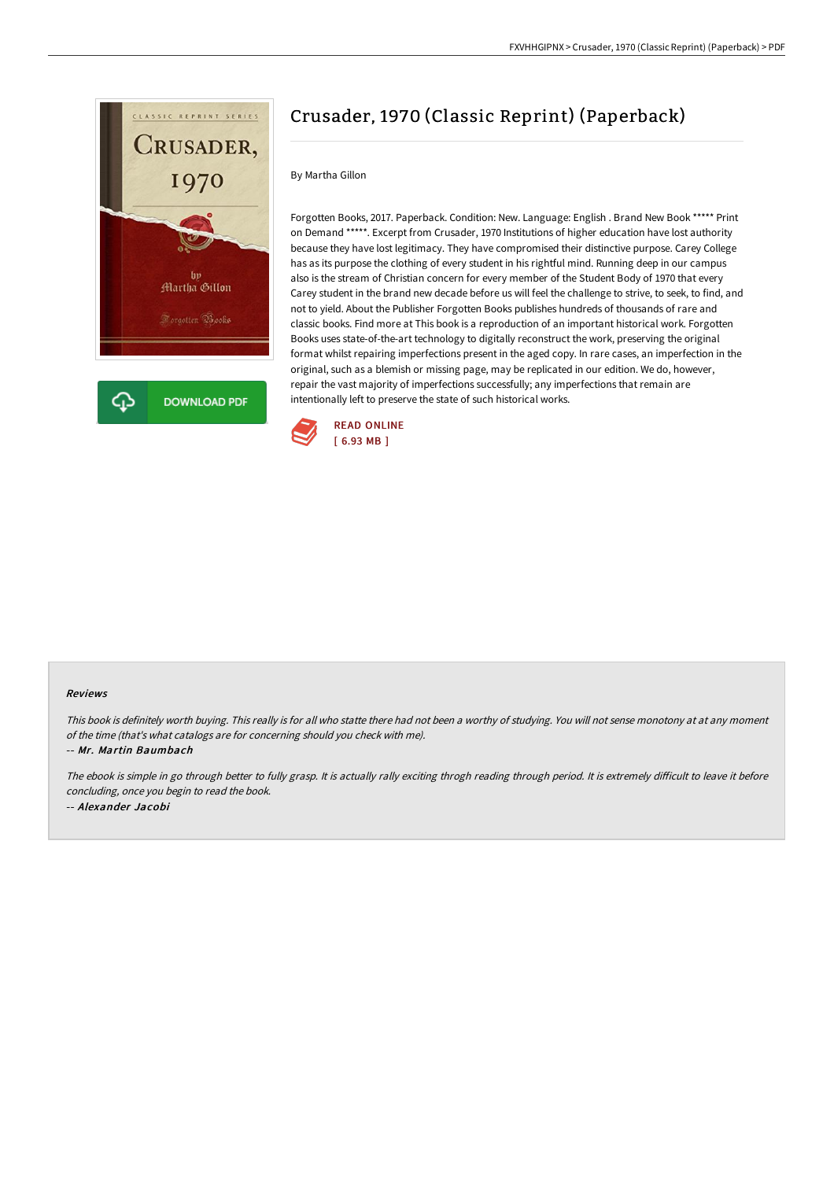# Crusader, 1970 (Classic Reprint) (Paperback)

By Martha Gillon

Forgotten Books, 2017. Paperback. Condition: New. Language: English . Brand New Book ***** Print on Demand *****. Excerpt from Crusader, 1970 Institutions of higher education have lost authority because they have lost legitimacy. They have compromised their distinctive purpose. Carey College has as its purpose the clothing of every student in his rightful mind. Running deep in our campus also is the stream of Christian concern for every member of the Student Body of 1970 that every Carey student in the brand new decade before us will feel the challenge to strive, to seek, to find, and not to yield. About the Publisher Forgotten Books publishes hundreds of thousands of rare and classic books. Find more at This book is a reproduction of an important historical work. Forgotten Books uses state-of-the-art technology to digitally reconstruct the work, preserving the original format whilst repairing imperfections present in the aged copy. In rare cases, an imperfection in the original, such as a blemish or missing page, may be replicated in our edition. We do, however, repair the vast majority of imperfections successfully; any imperfections that remain are intentionally left to preserve the state of such historical works.

DOWNLOAD PDF

READ ONLINE
[ 6.93 MB ]

### Reviews

*This book is definitely worth buying. This really is for all who statte there had not been a worthy of studying. You will not sense monotony at at any moment of the time (that's what catalogs are for concerning should you check with me).*

-- *Mr. Martin Baumbach*

*The ebook is simple in go through better to fully grasp. It is actually rally exciting throgh reading through period. It is extremely difficult to leave it before concluding, once you begin to read the book.*

-- *Alexander Jacobi*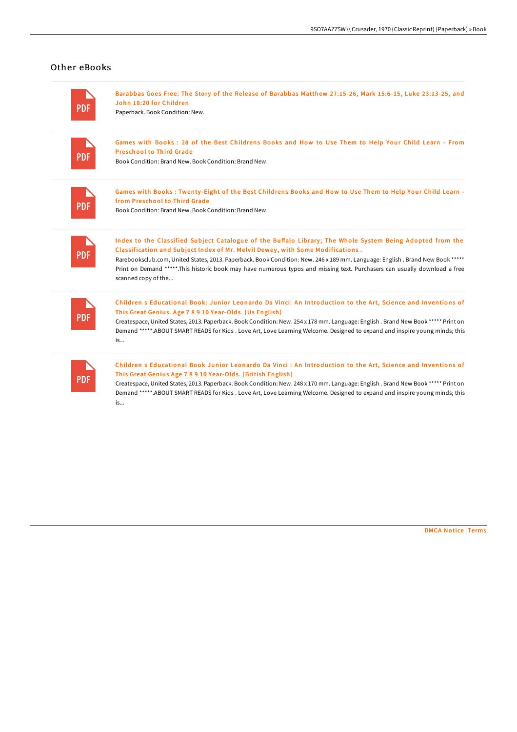## Other eBooks

**Barabbas Goes Free: The Story of the Release of Barabbas Matthew 27:15-26, Mark 15:6-15, Luke 23:13-25, and John 18:20 for Children**
Paperback. Book Condition: New.

**Games with Books : 28 of the Best Childrens Books and How to Use Them to Help Your Child Learn - From Preschool to Third Grade**
Book Condition: Brand New. Book Condition: Brand New.

**Games with Books : Twenty-Eight of the Best Childrens Books and How to Use Them to Help Your Child Learn - from Preschool to Third Grade**
Book Condition: Brand New. Book Condition: Brand New.

**Index to the Classified Subject Catalogue of the Buffalo Library; The Whole System Being Adopted from the Classification and Subject Index of Mr. Melvil Dewey, with Some Modifications .**
Rarebooksclub.com, United States, 2013. Paperback. Book Condition: New. 246 x 189 mm. Language: English . Brand New Book ***** Print on Demand *****.This historic book may have numerous typos and missing text. Purchasers can usually download a free scanned copy of the...

**Children s Educational Book: Junior Leonardo Da Vinci: An Introduction to the Art, Science and Inventions of This Great Genius. Age 7 8 9 10 Year-Olds. [Us English]**
Createspace, United States, 2013. Paperback. Book Condition: New. 254 x 178 mm. Language: English . Brand New Book ***** Print on Demand *****.ABOUT SMART READS for Kids . Love Art, Love Learning Welcome. Designed to expand and inspire young minds; this is...

**Children s Educational Book Junior Leonardo Da Vinci : An Introduction to the Art, Science and Inventions of This Great Genius Age 7 8 9 10 Year-Olds. [British English]**
Createspace, United States, 2013. Paperback. Book Condition: New. 248 x 170 mm. Language: English . Brand New Book ***** Print on Demand *****.ABOUT SMART READS for Kids . Love Art, Love Learning Welcome. Designed to expand and inspire young minds; this is...

DMCA Notice | Terms